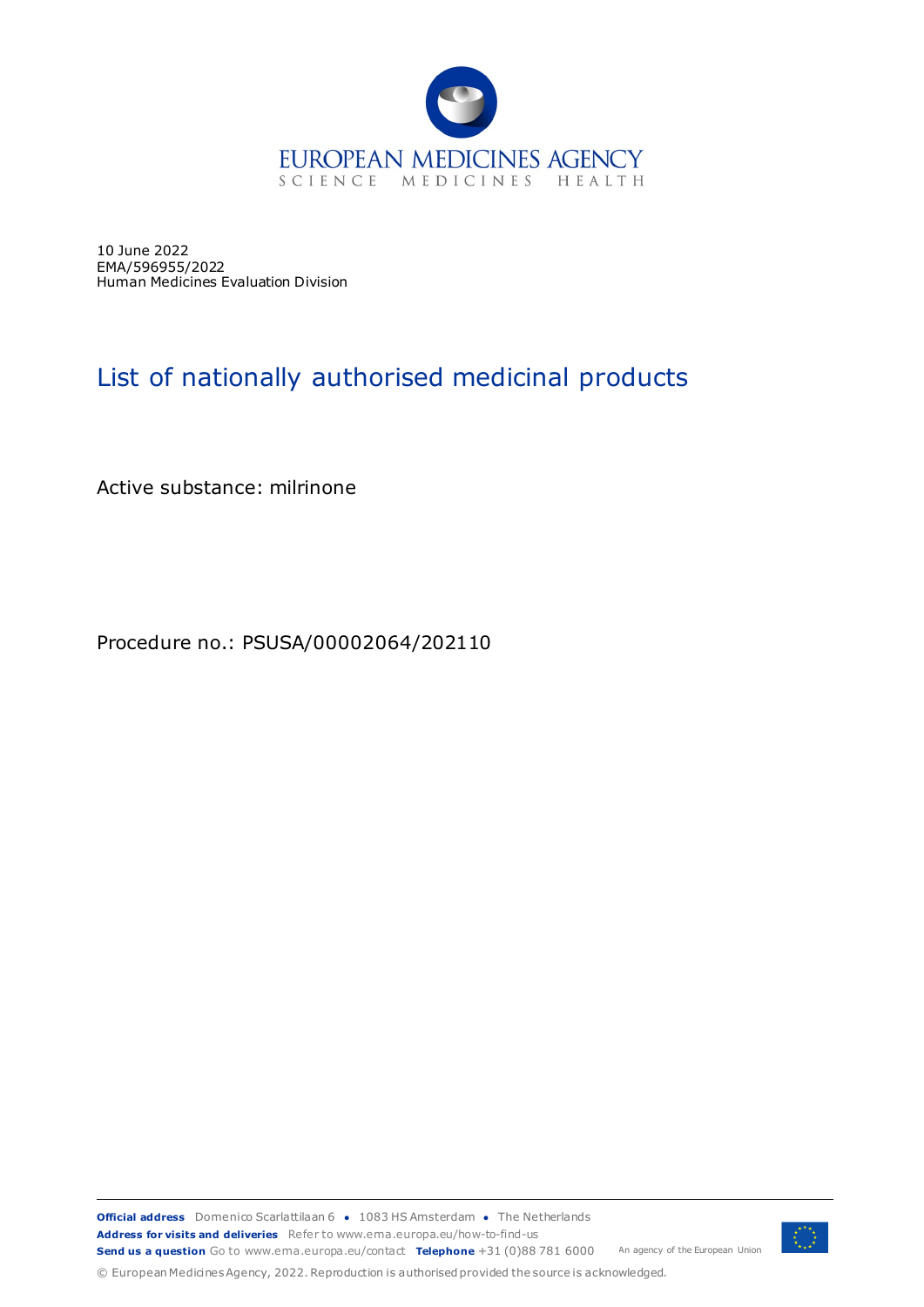EUROPEAN MEDICINES AGENCY
SCIENCE MEDICINES HEALTH

10 June 2022
EMA/596955/2022
Human Medicines Evaluation Division

# List of nationally authorised medicinal products

Active substance: milrinone

Procedure no.: PSUSA/00002064/202110

**Official address** Domenico Scarlattilaan 6 ● 1083 HS Amsterdam ● The Netherlands
**Address for visits and deliveries** Refer to www.ema.europa.eu/how-to-find-us
**Send us a question** Go to www.ema.europa.eu/contact **Telephone** +31 (0)88 781 6000 An agency of the European Union

© European Medicines Agency, 2022. Reproduction is authorised provided the source is acknowledged.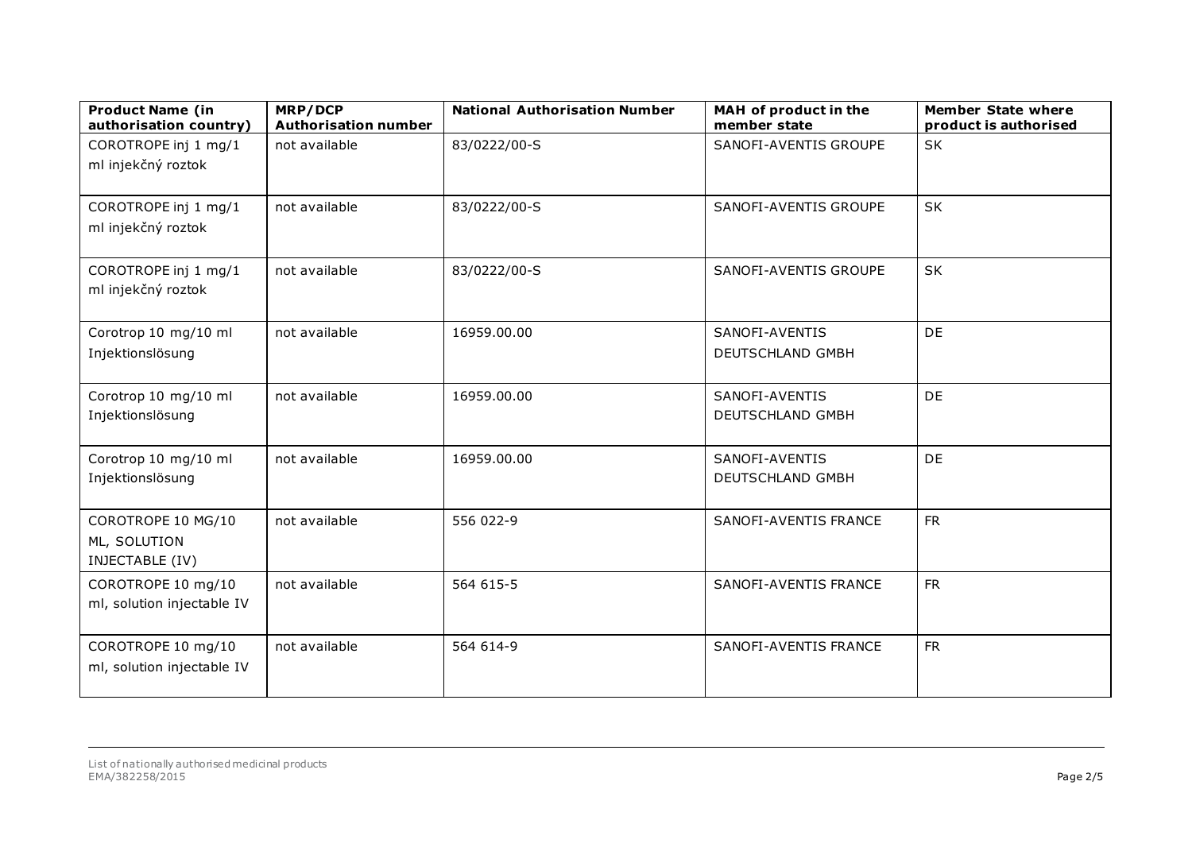| Product Name (in authorisation country) | MRP/DCP Authorisation number | National Authorisation Number | MAH of product in the member state | Member State where product is authorised |
|---|---|---|---|---|
| COROTROPE inj 1 mg/1 ml injekčný roztok | not available | 83/0222/00-S | SANOFI-AVENTIS GROUPE | SK |
| COROTROPE inj 1 mg/1 ml injekčný roztok | not available | 83/0222/00-S | SANOFI-AVENTIS GROUPE | SK |
| COROTROPE inj 1 mg/1 ml injekčný roztok | not available | 83/0222/00-S | SANOFI-AVENTIS GROUPE | SK |
| Corotrop 10 mg/10 ml Injektionslösung | not available | 16959.00.00 | SANOFI-AVENTIS DEUTSCHLAND GMBH | DE |
| Corotrop 10 mg/10 ml Injektionslösung | not available | 16959.00.00 | SANOFI-AVENTIS DEUTSCHLAND GMBH | DE |
| Corotrop 10 mg/10 ml Injektionslösung | not available | 16959.00.00 | SANOFI-AVENTIS DEUTSCHLAND GMBH | DE |
| COROTROPE 10 MG/10 ML, SOLUTION INJECTABLE (IV) | not available | 556 022-9 | SANOFI-AVENTIS FRANCE | FR |
| COROTROPE 10 mg/10 ml, solution injectable IV | not available | 564 615-5 | SANOFI-AVENTIS FRANCE | FR |
| COROTROPE 10 mg/10 ml, solution injectable IV | not available | 564 614-9 | SANOFI-AVENTIS FRANCE | FR |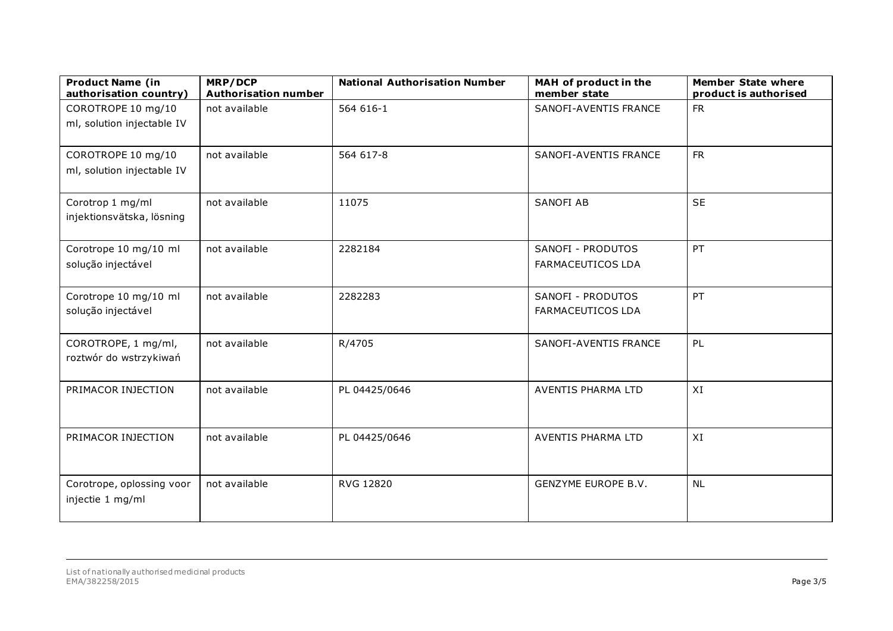| Product Name (in authorisation country) | MRP/DCP Authorisation number | National Authorisation Number | MAH of product in the member state | Member State where product is authorised |
| --- | --- | --- | --- | --- |
| COROTROPE 10 mg/10 ml, solution injectable IV | not available | 564 616-1 | SANOFI-AVENTIS FRANCE | FR |
| COROTROPE 10 mg/10 ml, solution injectable IV | not available | 564 617-8 | SANOFI-AVENTIS FRANCE | FR |
| Corotrop 1 mg/ml injektionsvätska, lösning | not available | 11075 | SANOFI AB | SE |
| Corotrope 10 mg/10 ml solução injectável | not available | 2282184 | SANOFI - PRODUTOS FARMACEUTICOS LDA | PT |
| Corotrope 10 mg/10 ml solução injectável | not available | 2282283 | SANOFI - PRODUTOS FARMACEUTICOS LDA | PT |
| COROTROPE, 1 mg/ml, roztwór do wstrzykiwań | not available | R/4705 | SANOFI-AVENTIS FRANCE | PL |
| PRIMACOR INJECTION | not available | PL 04425/0646 | AVENTIS PHARMA LTD | XI |
| PRIMACOR INJECTION | not available | PL 04425/0646 | AVENTIS PHARMA LTD | XI |
| Corotrope, oplossing voor injectie 1 mg/ml | not available | RVG 12820 | GENZYME EUROPE B.V. | NL |

List of nationally authorised medicinal products
EMA/382258/2015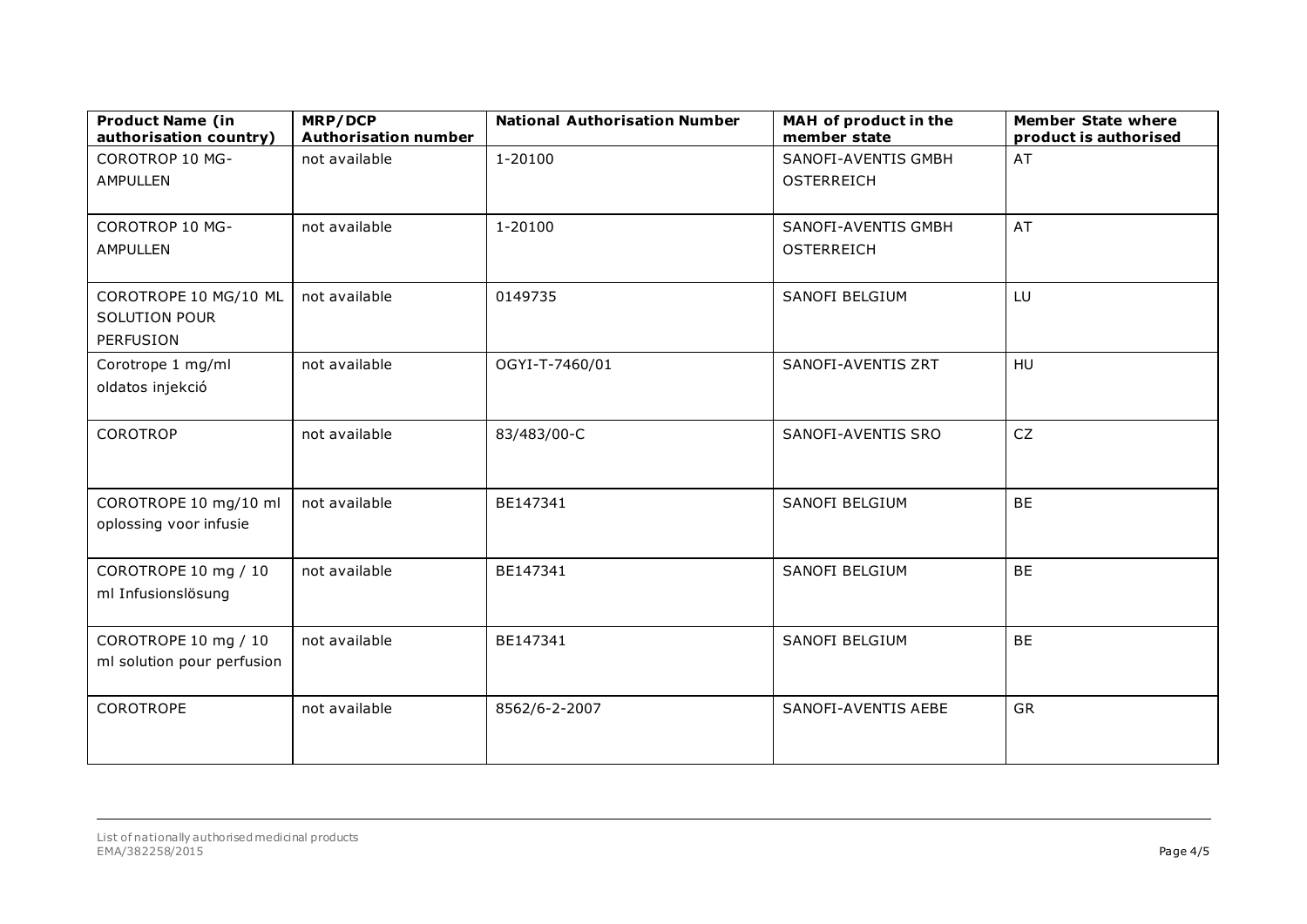| Product Name (in authorisation country) | MRP/DCP Authorisation number | National Authorisation Number | MAH of product in the member state | Member State where product is authorised |
|---|---|---|---|---|
| COROTROP 10 MG-AMPULLEN | not available | 1-20100 | SANOFI-AVENTIS GMBH OSTERREICH | AT |
| COROTROP 10 MG-AMPULLEN | not available | 1-20100 | SANOFI-AVENTIS GMBH OSTERREICH | AT |
| COROTROPE 10 MG/10 ML SOLUTION POUR PERFUSION | not available | 0149735 | SANOFI BELGIUM | LU |
| Corotrope 1 mg/ml oldatos injekció | not available | OGYI-T-7460/01 | SANOFI-AVENTIS ZRT | HU |
| COROTROP | not available | 83/483/00-C | SANOFI-AVENTIS SRO | CZ |
| COROTROPE 10 mg/10 ml oplossing voor infusie | not available | BE147341 | SANOFI BELGIUM | BE |
| COROTROPE 10 mg / 10 ml Infusionslösung | not available | BE147341 | SANOFI BELGIUM | BE |
| COROTROPE 10 mg / 10 ml solution pour perfusion | not available | BE147341 | SANOFI BELGIUM | BE |
| COROTROPE | not available | 8562/6-2-2007 | SANOFI-AVENTIS AEBE | GR |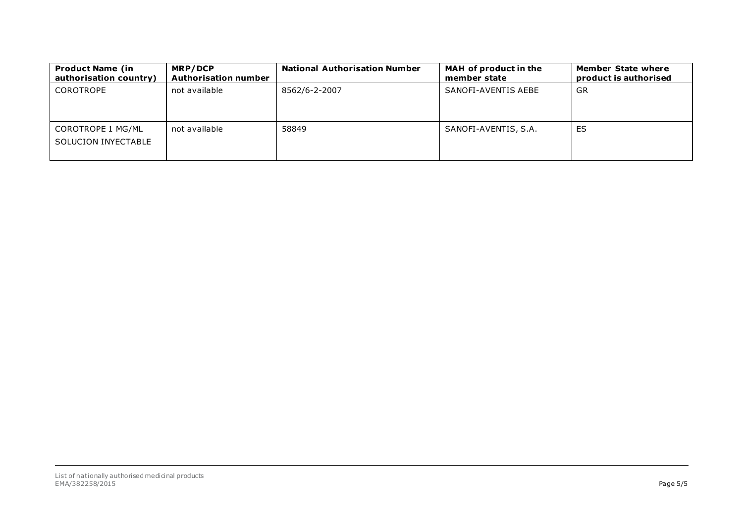| Product Name (in authorisation country) | MRP/DCP Authorisation number | National Authorisation Number | MAH of product in the member state | Member State where product is authorised |
|---|---|---|---|---|
| COROTROPE | not available | 8562/6-2-2007 | SANOFI-AVENTIS AEBE | GR |
| COROTROPE 1 MG/ML SOLUCION INYECTABLE | not available | 58849 | SANOFI-AVENTIS, S.A. | ES |